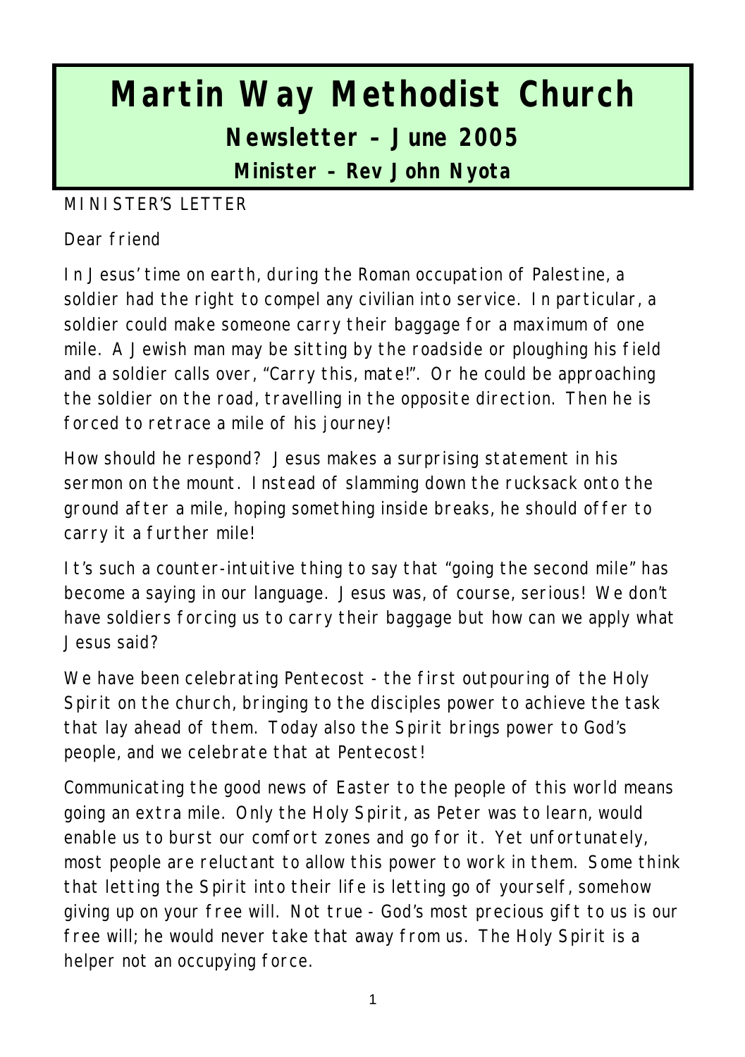# Martin Way Methodist Church

## Newsletter – June 2005

### Minister – Rev John Nyota

MINISTER'S LETTER

Dear friend

In Jesus' time on earth, during the Roman occupation of Palestine, a soldier had the right to compel any civilian into service. In particular, a soldier could make someone carry their baggage for a maximum of one mile. A Jewish man may be sitting by the roadside or ploughing his field and a soldier calls over, "Carry this, mate!". Or he could be approaching the soldier on the road, travelling in the opposite direction. Then he is forced to retrace a mile of his journey!

How should he respond? Jesus makes a surprising statement in his sermon on the mount. Instead of slamming down the rucksack onto the ground after a mile, hoping something inside breaks, he should offer to carry it a further mile!

It's such a counter-intuitive thing to say that "going the second mile" has become a saying in our language. Jesus was, of course, serious! We don't have soldiers forcing us to carry their baggage but how can we apply what Jesus said?

We have been celebrating Pentecost - the first outpouring of the Holy Spirit on the church, bringing to the disciples power to achieve the task that lay ahead of them. Today also the Spirit brings power to God's people, and we celebrate that at Pentecost!

Communicating the good news of Easter to the people of this world means going an extra mile. Only the Holy Spirit, as Peter was to learn, would enable us to burst our comfort zones and go for it. Yet unfortunately, most people are reluctant to allow this power to work in them. Some think that letting the Spirit into their life is letting go of yourself, somehow giving up on your free will. Not true - God's most precious gift to us is our free will; he would never take that away from us. The Holy Spirit is a helper not an occupying force.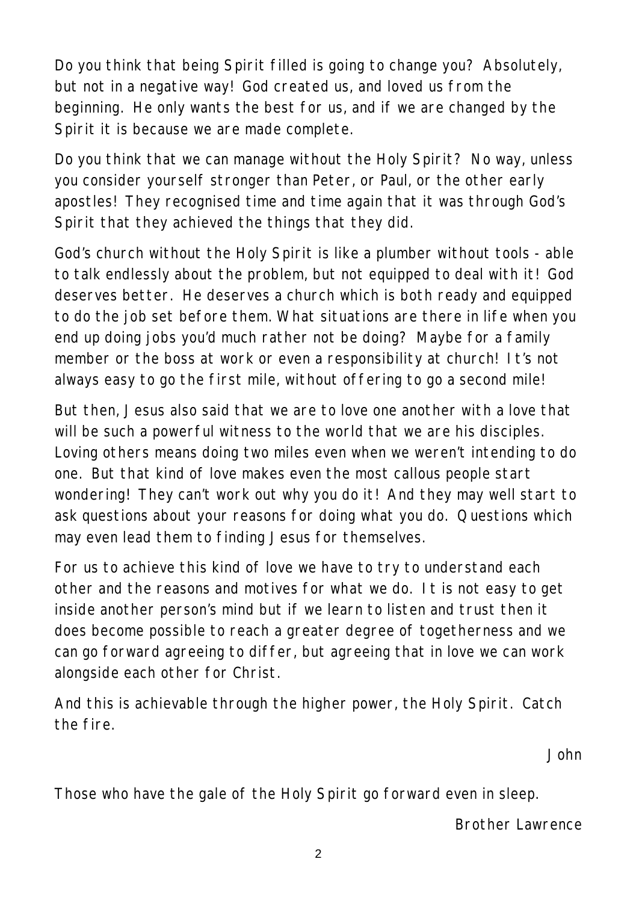Do you think that being Spirit filled is going to change you? Absolutely, but not in a negative way! God created us, and loved us from the beginning. He only wants the best for us, and if we are changed by the Spirit it is because we are made complete.

Do you think that we can manage without the Holy Spirit? No way, unless you consider yourself stronger than Peter, or Paul, or the other early apostles! They recognised time and time again that it was through God's Spirit that they achieved the things that they did.

God's church without the Holy Spirit is like a plumber without tools - able to talk endlessly about the problem, but not equipped to deal with it! God deserves better. He deserves a church which is both ready and equipped to do the job set before them. What situations are there in life when you end up doing jobs you'd much rather not be doing? Maybe for a family member or the boss at work or even a responsibility at church! It's not always easy to go the first mile, without offering to go a second mile!

But then, Jesus also said that we are to love one another with a love that will be such a powerful witness to the world that we are his disciples. Loving others means doing two miles even when we weren't intending to do one. But that kind of love makes even the most callous people start wondering! They can't work out why you do it! And they may well start to ask questions about your reasons for doing what you do. Questions which may even lead them to finding Jesus for themselves.

For us to achieve this kind of love we have to try to understand each other and the reasons and motives for what we do. It is not easy to get inside another person's mind but if we learn to listen and trust then it does become possible to reach a greater degree of togetherness and we can go forward agreeing to differ, but agreeing that in love we can work alongside each other for Christ.

And this is achievable through the higher power, the Holy Spirit. Catch the fire.

John

Those who have the gale of the Holy Spirit go forward even in sleep.

Brother Lawrence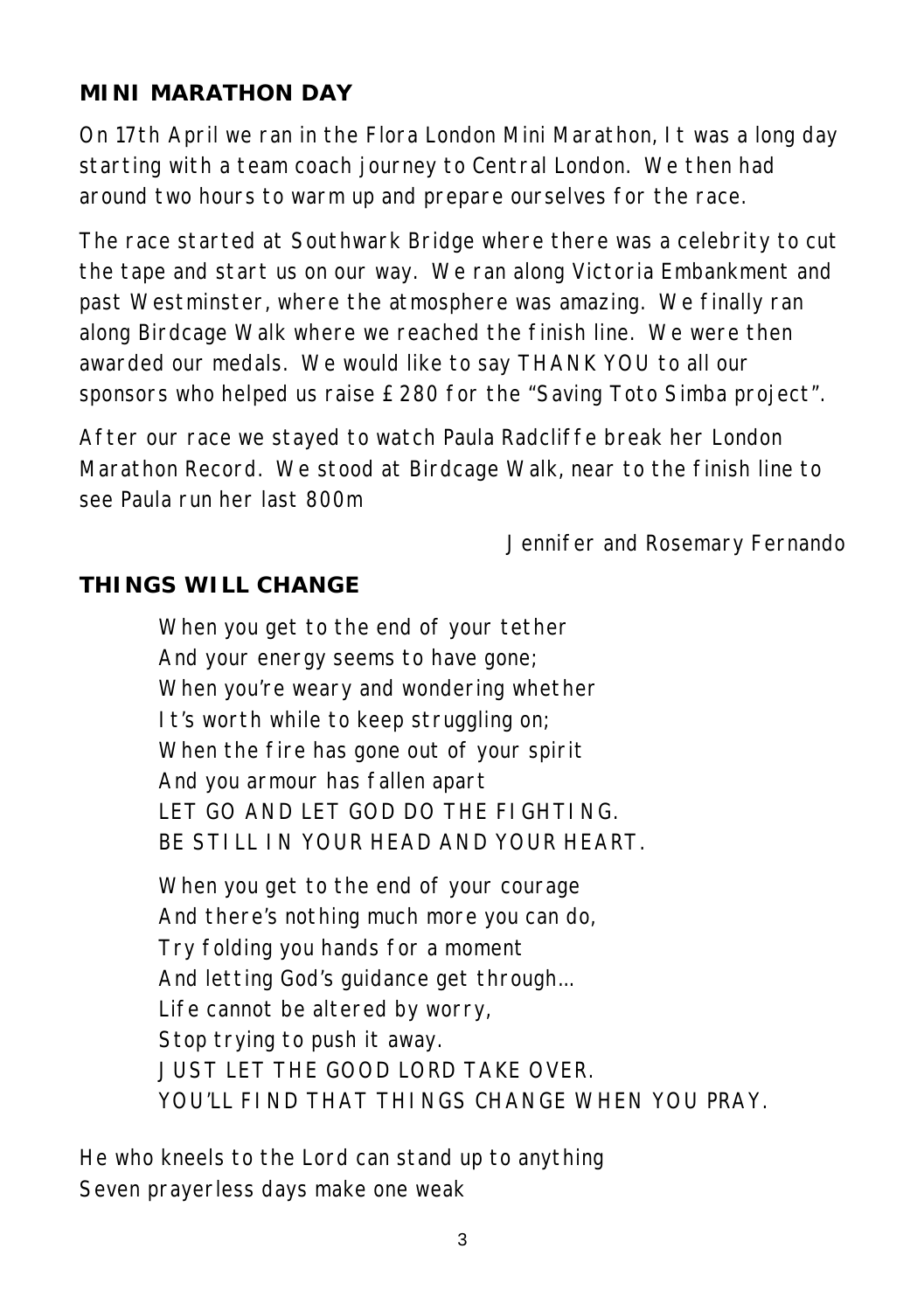## MINI MARATHON DAY

On 17th April we ran in the Flora London Mini Marathon, It was a long day starting with a team coach journey to Central London. We then had around two hours to warm up and prepare ourselves for the race.

The race started at Southwark Bridge where there was a celebrity to cut the tape and start us on our way. We ran along Victoria Embankment and past Westminster, where the atmosphere was amazing. We finally ran along Birdcage Walk where we reached the finish line. We were then awarded our medals. We would like to say THANK YOU to all our sponsors who helped us raise £280 for the "Saving Toto Simba project".

After our race we stayed to watch Paula Radcliffe break her London Marathon Record. We stood at Birdcage Walk, near to the finish line to see Paula run her last 800m

Jennifer and Rosemary Fernando

## THINGS WILL CHANGE

When you get to the end of your tether  
And your energy seems to have gone;  
When you're weary and wondering whether  
It's worth while to keep struggling on;  
When the fire has gone out of your spirit  
And you armour has fallen apart  
LET GO AND LET GOD DO THE FIGHTING.  
BE STILL IN YOUR HEAD AND YOUR HEART.

When you get to the end of your courage  
And there's nothing much more you can do,  
Try folding you hands for a moment  
And letting God's guidance get through…  
Life cannot be altered by worry,  
Stop trying to push it away.  
JUST LET THE GOOD LORD TAKE OVER.  
YOU'LL FIND THAT THINGS CHANGE WHEN YOU PRAY.

He who kneels to the Lord can stand up to anything  
Seven prayerless days make one weak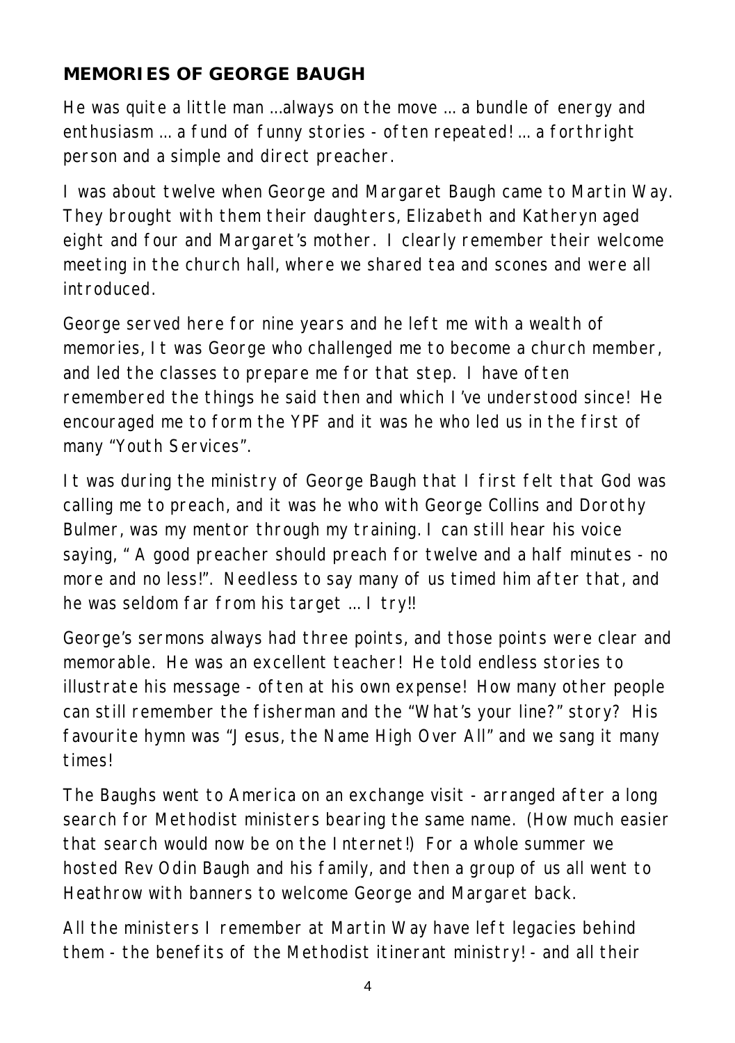## MEMORIES OF GEORGE BAUGH

He was quite a little man ...always on the move … a bundle of energy and enthusiasm … a fund of funny stories - often repeated! … a forthright person and a simple and direct preacher.

I was about twelve when George and Margaret Baugh came to Martin Way. They brought with them their daughters, Elizabeth and Katheryn aged eight and four and Margaret's mother. I clearly remember their welcome meeting in the church hall, where we shared tea and scones and were all introduced.

George served here for nine years and he left me with a wealth of memories, It was George who challenged me to become a church member, and led the classes to prepare me for that step. I have often remembered the things he said then and which I've understood since! He encouraged me to form the YPF and it was he who led us in the first of many "Youth Services".

It was during the ministry of George Baugh that I first felt that God was calling me to preach, and it was he who with George Collins and Dorothy Bulmer, was my mentor through my training. I can still hear his voice saying, " A good preacher should preach for twelve and a half minutes - no more and no less!". Needless to say many of us timed him after that, and he was seldom far from his target … I try!!

George's sermons always had three points, and those points were clear and memorable. He was an excellent teacher! He told endless stories to illustrate his message - often at his own expense! How many other people can still remember the fisherman and the "What's your line?" story? His favourite hymn was "Jesus, the Name High Over All" and we sang it many times!

The Baughs went to America on an exchange visit - arranged after a long search for Methodist ministers bearing the same name. (How much easier that search would now be on the Internet!) For a whole summer we hosted Rev Odin Baugh and his family, and then a group of us all went to Heathrow with banners to welcome George and Margaret back.

All the ministers I remember at Martin Way have left legacies behind them - the benefits of the Methodist itinerant ministry! - and all their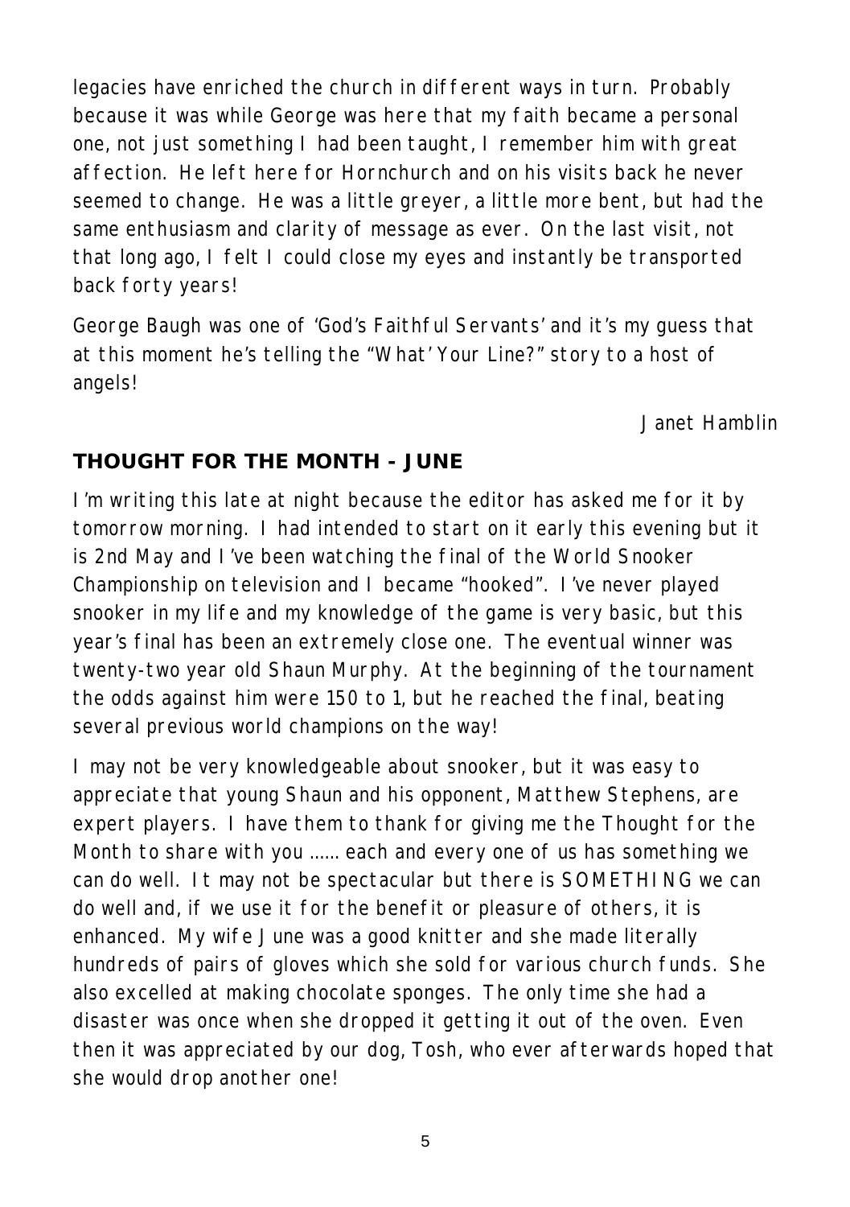legacies have enriched the church in different ways in turn. Probably because it was while George was here that my faith became a personal one, not just something I had been taught, I remember him with great affection. He left here for Hornchurch and on his visits back he never seemed to change. He was a little greyer, a little more bent, but had the same enthusiasm and clarity of message as ever. On the last visit, not that long ago, I felt I could close my eyes and instantly be transported back forty years!

George Baugh was one of 'God's Faithful Servants' and it's my guess that at this moment he's telling the "What' Your Line?" story to a host of angels!

*Janet Hamblin*

## THOUGHT FOR THE MONTH - JUNE

I'm writing this late at night because the editor has asked me for it by tomorrow morning. I had intended to start on it early this evening but it is 2nd May and I've been watching the final of the World Snooker Championship on television and I became "hooked". I've never played snooker in my life and my knowledge of the game is very basic, but this year's final has been an extremely close one. The eventual winner was twenty-two year old Shaun Murphy. At the beginning of the tournament the odds against him were 150 to 1, but he reached the final, beating several previous world champions on the way!

I may not be very knowledgeable about snooker, but it was easy to appreciate that young Shaun and his opponent, Matthew Stephens, are expert players. I have them to thank for giving me the Thought for the Month to share with you …… each and every one of us has something we can do well. It may not be spectacular but there is SOMETHING we can do well and, if we use it for the benefit or pleasure of others, it is enhanced. My wife June was a good knitter and she made literally hundreds of pairs of gloves which she sold for various church funds. She also excelled at making chocolate sponges. The only time she had a disaster was once when she dropped it getting it out of the oven. Even then it was appreciated by our dog, Tosh, who ever afterwards hoped that she would drop another one!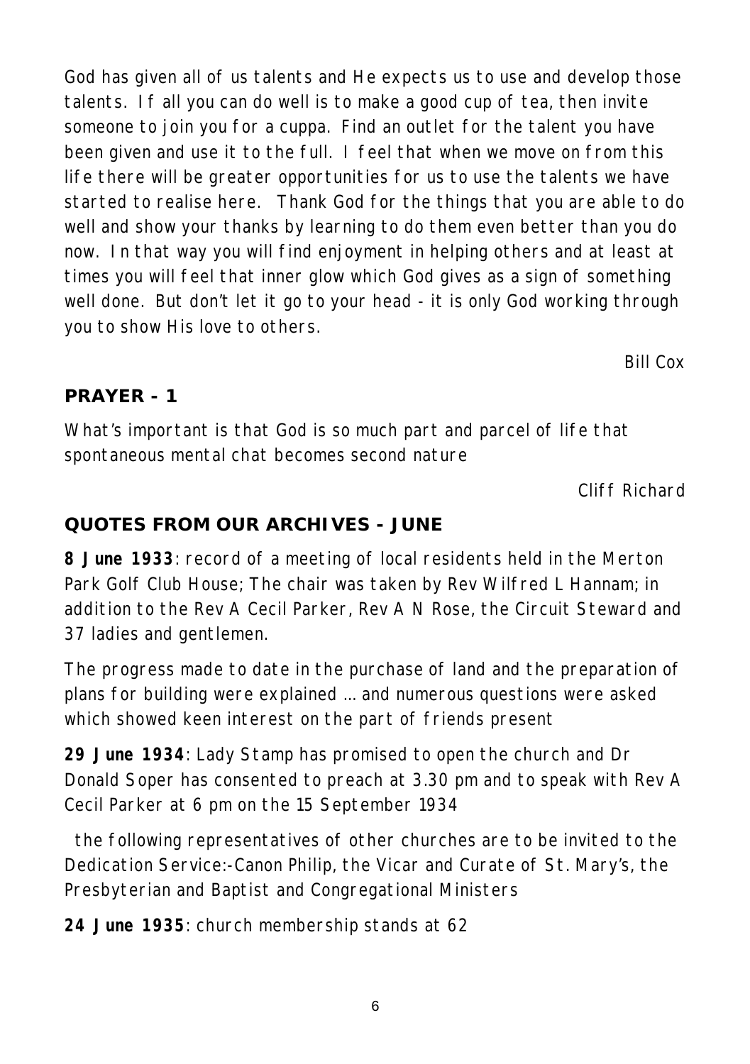God has given all of us talents and He expects us to use and develop those talents. If all you can do well is to make a good cup of tea, then invite someone to join you for a cuppa. Find an outlet for the talent you have been given and use it to the full. I feel that when we move on from this life there will be greater opportunities for us to use the talents we have started to realise here. Thank God for the things that you are able to do well and show your thanks by learning to do them even better than you do now. In that way you will find enjoyment in helping others and at least at times you will feel that inner glow which God gives as a sign of something well done. But don't let it go to your head - it is only God working through you to show His love to others.

Bill Cox

## PRAYER - 1

What's important is that God is so much part and parcel of life that spontaneous mental chat becomes second nature

Cliff Richard

## QUOTES FROM OUR ARCHIVES - JUNE

**8 June 1933**: record of a meeting of local residents held in the Merton Park Golf Club House; The chair was taken by Rev Wilfred L Hannam; in addition to the Rev A Cecil Parker, Rev A N Rose, the Circuit Steward and 37 ladies and gentlemen.

The progress made to date in the purchase of land and the preparation of plans for building were explained … and numerous questions were asked which showed keen interest on the part of friends present

**29 June 1934**: Lady Stamp has promised to open the church and Dr Donald Soper has consented to preach at 3.30 pm and to speak with Rev A Cecil Parker at 6 pm on the 15 September 1934

the following representatives of other churches are to be invited to the Dedication Service:-Canon Philip, the Vicar and Curate of St. Mary's, the Presbyterian and Baptist and Congregational Ministers

**24 June 1935**: church membership stands at 62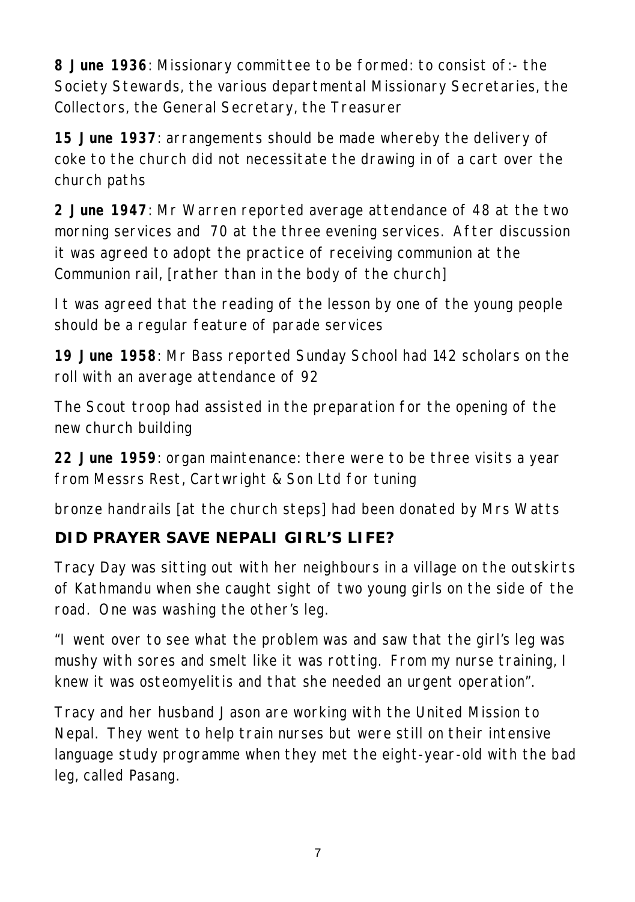**8 June 1936**: Missionary committee to be formed: to consist of:- the Society Stewards, the various departmental Missionary Secretaries, the Collectors, the General Secretary, the Treasurer

**15 June 1937**: arrangements should be made whereby the delivery of coke to the church did not necessitate the drawing in of a cart over the church paths

**2 June 1947**: Mr Warren reported average attendance of 48 at the two morning services and 70 at the three evening services. After discussion it was agreed to adopt the practice of receiving communion at the Communion rail, [rather than in the body of the church]

It was agreed that the reading of the lesson by one of the young people should be a regular feature of parade services

**19 June 1958**: Mr Bass reported Sunday School had 142 scholars on the roll with an average attendance of 92

The Scout troop had assisted in the preparation for the opening of the new church building

**22 June 1959**: organ maintenance: there were to be three visits a year from Messrs Rest, Cartwright & Son Ltd for tuning

bronze handrails [at the church steps] had been donated by Mrs Watts

## DID PRAYER SAVE NEPALI GIRL'S LIFE?

Tracy Day was sitting out with her neighbours in a village on the outskirts of Kathmandu when she caught sight of two young girls on the side of the road. One was washing the other's leg.

"I went over to see what the problem was and saw that the girl's leg was mushy with sores and smelt like it was rotting. From my nurse training, I knew it was osteomyelitis and that she needed an urgent operation".

Tracy and her husband Jason are working with the United Mission to Nepal. They went to help train nurses but were still on their intensive language study programme when they met the eight-year-old with the bad leg, called Pasang.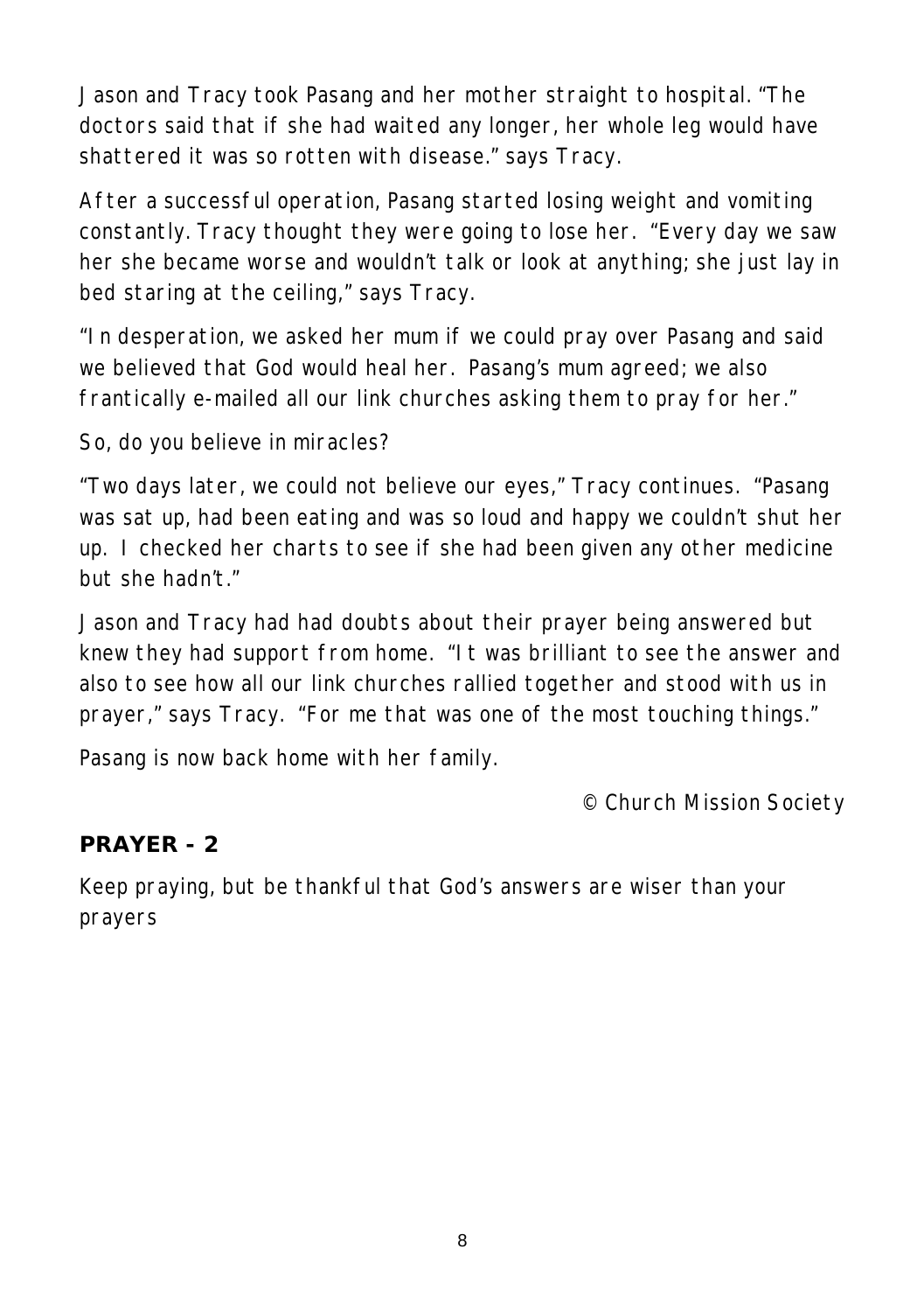Jason and Tracy took Pasang and her mother straight to hospital. "The doctors said that if she had waited any longer, her whole leg would have shattered it was so rotten with disease." says Tracy.

After a successful operation, Pasang started losing weight and vomiting constantly. Tracy thought they were going to lose her. "Every day we saw her she became worse and wouldn't talk or look at anything; she just lay in bed staring at the ceiling," says Tracy.

"In desperation, we asked her mum if we could pray over Pasang and said we believed that God would heal her. Pasang's mum agreed; we also frantically e-mailed all our link churches asking them to pray for her."

So, do you believe in miracles?

"Two days later, we could not believe our eyes," Tracy continues. "Pasang was sat up, had been eating and was so loud and happy we couldn't shut her up. I checked her charts to see if she had been given any other medicine but she hadn't."

Jason and Tracy had had doubts about their prayer being answered but knew they had support from home. "It was brilliant to see the answer and also to see how all our link churches rallied together and stood with us in prayer," says Tracy. "For me that was one of the most touching things."

Pasang is now back home with her family.

© Church Mission Society

**PRAYER - 2**

Keep praying, but be thankful that God's answers are wiser than your prayers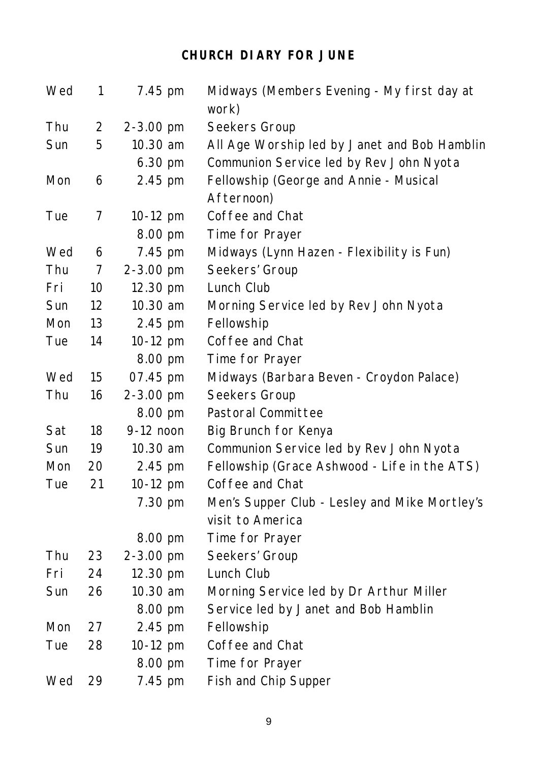## CHURCH DIARY FOR JUNE

| | | | |
|---|---|---|---|
| Wed | 1 | 7.45 pm | Midways (Members Evening - My first day at work) |
| Thu | 2 | 2-3.00 pm | Seekers Group |
| Sun | 5 | 10.30 am | All Age Worship led by Janet and Bob Hamblin |
| | | 6.30 pm | Communion Service led by Rev John Nyota |
| Mon | 6 | 2.45 pm | Fellowship (George and Annie - Musical Afternoon) |
| Tue | 7 | 10-12 pm | Coffee and Chat |
| | | 8.00 pm | Time for Prayer |
| Wed | 6 | 7.45 pm | Midways (Lynn Hazen - Flexibility is Fun) |
| Thu | 7 | 2-3.00 pm | Seekers' Group |
| Fri | 10 | 12.30 pm | Lunch Club |
| Sun | 12 | 10.30 am | Morning Service led by Rev John Nyota |
| Mon | 13 | 2.45 pm | Fellowship |
| Tue | 14 | 10-12 pm | Coffee and Chat |
| | | 8.00 pm | Time for Prayer |
| Wed | 15 | 07.45 pm | Midways (Barbara Beven - Croydon Palace) |
| Thu | 16 | 2-3.00 pm | Seekers Group |
| | | 8.00 pm | Pastoral Committee |
| Sat | 18 | 9-12 noon | Big Brunch for Kenya |
| Sun | 19 | 10.30 am | Communion Service led by Rev John Nyota |
| Mon | 20 | 2.45 pm | Fellowship (Grace Ashwood - Life in the ATS) |
| Tue | 21 | 10-12 pm | Coffee and Chat |
| | | 7.30 pm | Men's Supper Club - Lesley and Mike Mortley's visit to America |
| | | 8.00 pm | Time for Prayer |
| Thu | 23 | 2-3.00 pm | Seekers' Group |
| Fri | 24 | 12.30 pm | Lunch Club |
| Sun | 26 | 10.30 am | Morning Service led by Dr Arthur Miller |
| | | 8.00 pm | Service led by Janet and Bob Hamblin |
| Mon | 27 | 2.45 pm | Fellowship |
| Tue | 28 | 10-12 pm | Coffee and Chat |
| | | 8.00 pm | Time for Prayer |
| Wed | 29 | 7.45 pm | Fish and Chip Supper |